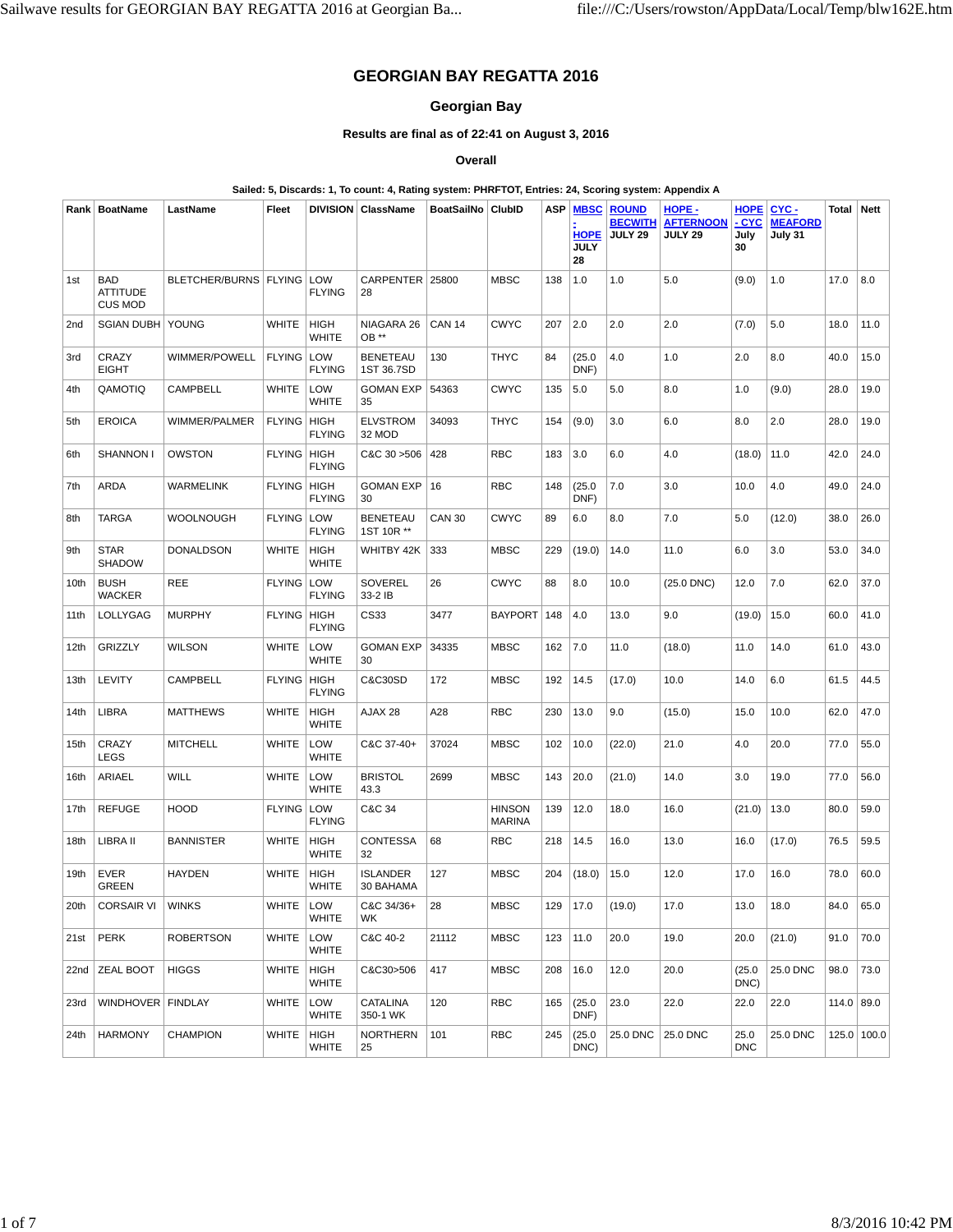# GEORGIAN BAY REGATTA 2016

## Georgian Bay

### Results are final as of 22:41 on August 3, 2016

### Overall

**Sailed: 5, Discards: 1, To count: 4, Rating system: PHRFTOT, Entries: 24, Scoring system: Appendix A**

| Rank | BoatName | LastName | Fleet | DIVISION | ClassName | BoatSailNo | ClubID | ASP | MBSC - HOPE JULY 28 | ROUND BECWITH JULY 29 | HOPE - AFTERNOON JULY 29 | HOPE - CYC July 30 | CYC - MEAFORD July 31 | Total | Nett |
|---|---|---|---|---|---|---|---|---|---|---|---|---|---|---|---|
| 1st | BAD ATTITUDE CUS MOD | BLETCHER/BURNS | FLYING | LOW FLYING | CARPENTER 28 | 25800 | MBSC | 138 | 1.0 | 1.0 | 5.0 | (9.0) | 1.0 | 17.0 | 8.0 |
| 2nd | SGIAN DUBH | YOUNG | WHITE | HIGH WHITE | NIAGARA 26 OB ** | CAN 14 | CWYC | 207 | 2.0 | 2.0 | 2.0 | (7.0) | 5.0 | 18.0 | 11.0 |
| 3rd | CRAZY EIGHT | WIMMER/POWELL | FLYING | LOW FLYING | BENETEAU 1ST 36.7SD | 130 | THYC | 84 | (25.0 DNF) | 4.0 | 1.0 | 2.0 | 8.0 | 40.0 | 15.0 |
| 4th | QAMOTIQ | CAMPBELL | WHITE | LOW WHITE | GOMAN EXP 35 | 54363 | CWYC | 135 | 5.0 | 5.0 | 8.0 | 1.0 | (9.0) | 28.0 | 19.0 |
| 5th | EROICA | WIMMER/PALMER | FLYING | HIGH FLYING | ELVSTROM 32 MOD | 34093 | THYC | 154 | (9.0) | 3.0 | 6.0 | 8.0 | 2.0 | 28.0 | 19.0 |
| 6th | SHANNON I | OWSTON | FLYING | HIGH FLYING | C&C 30 >506 | 428 | RBC | 183 | 3.0 | 6.0 | 4.0 | (18.0) | 11.0 | 42.0 | 24.0 |
| 7th | ARDA | WARMELINK | FLYING | HIGH FLYING | GOMAN EXP 30 | 16 | RBC | 148 | (25.0 DNF) | 7.0 | 3.0 | 10.0 | 4.0 | 49.0 | 24.0 |
| 8th | TARGA | WOOLNOUGH | FLYING | LOW FLYING | BENETEAU 1ST 10R ** | CAN 30 | CWYC | 89 | 6.0 | 8.0 | 7.0 | 5.0 | (12.0) | 38.0 | 26.0 |
| 9th | STAR SHADOW | DONALDSON | WHITE | HIGH WHITE | WHITBY 42K | 333 | MBSC | 229 | (19.0) | 14.0 | 11.0 | 6.0 | 3.0 | 53.0 | 34.0 |
| 10th | BUSH WACKER | REE | FLYING | LOW FLYING | SOVEREL 33-2 IB | 26 | CWYC | 88 | 8.0 | 10.0 | (25.0 DNC) | 12.0 | 7.0 | 62.0 | 37.0 |
| 11th | LOLLYGAG | MURPHY | FLYING | HIGH FLYING | CS33 | 3477 | BAYPORT | 148 | 4.0 | 13.0 | 9.0 | (19.0) | 15.0 | 60.0 | 41.0 |
| 12th | GRIZZLY | WILSON | WHITE | LOW WHITE | GOMAN EXP 30 | 34335 | MBSC | 162 | 7.0 | 11.0 | (18.0) | 11.0 | 14.0 | 61.0 | 43.0 |
| 13th | LEVITY | CAMPBELL | FLYING | HIGH FLYING | C&C30SD | 172 | MBSC | 192 | 14.5 | (17.0) | 10.0 | 14.0 | 6.0 | 61.5 | 44.5 |
| 14th | LIBRA | MATTHEWS | WHITE | HIGH WHITE | AJAX 28 | A28 | RBC | 230 | 13.0 | 9.0 | (15.0) | 15.0 | 10.0 | 62.0 | 47.0 |
| 15th | CRAZY LEGS | MITCHELL | WHITE | LOW WHITE | C&C 37-40+ | 37024 | MBSC | 102 | 10.0 | (22.0) | 21.0 | 4.0 | 20.0 | 77.0 | 55.0 |
| 16th | ARIAEL | WILL | WHITE | LOW WHITE | BRISTOL 43.3 | 2699 | MBSC | 143 | 20.0 | (21.0) | 14.0 | 3.0 | 19.0 | 77.0 | 56.0 |
| 17th | REFUGE | HOOD | FLYING | LOW FLYING | C&C 34 | | HINSON MARINA | 139 | 12.0 | 18.0 | 16.0 | (21.0) | 13.0 | 80.0 | 59.0 |
| 18th | LIBRA II | BANNISTER | WHITE | HIGH WHITE | CONTESSA 32 | 68 | RBC | 218 | 14.5 | 16.0 | 13.0 | 16.0 | (17.0) | 76.5 | 59.5 |
| 19th | EVER GREEN | HAYDEN | WHITE | HIGH WHITE | ISLANDER 30 BAHAMA | 127 | MBSC | 204 | (18.0) | 15.0 | 12.0 | 17.0 | 16.0 | 78.0 | 60.0 |
| 20th | CORSAIR VI | WINKS | WHITE | LOW WHITE | C&C 34/36+ WK | 28 | MBSC | 129 | 17.0 | (19.0) | 17.0 | 13.0 | 18.0 | 84.0 | 65.0 |
| 21st | PERK | ROBERTSON | WHITE | LOW WHITE | C&C 40-2 | 21112 | MBSC | 123 | 11.0 | 20.0 | 19.0 | 20.0 | (21.0) | 91.0 | 70.0 |
| 22nd | ZEAL BOOT | HIGGS | WHITE | HIGH WHITE | C&C30>506 | 417 | MBSC | 208 | 16.0 | 12.0 | 20.0 | (25.0 DNC) | 25.0 DNC | 98.0 | 73.0 |
| 23rd | WINDHOVER | FINDLAY | WHITE | LOW WHITE | CATALINA 350-1 WK | 120 | RBC | 165 | (25.0 DNF) | 23.0 | 22.0 | 22.0 | 22.0 | 114.0 | 89.0 |
| 24th | HARMONY | CHAMPION | WHITE | HIGH WHITE | NORTHERN 25 | 101 | RBC | 245 | (25.0 DNC) | 25.0 DNC | 25.0 DNC | 25.0 DNC | 25.0 DNC | 125.0 | 100.0 |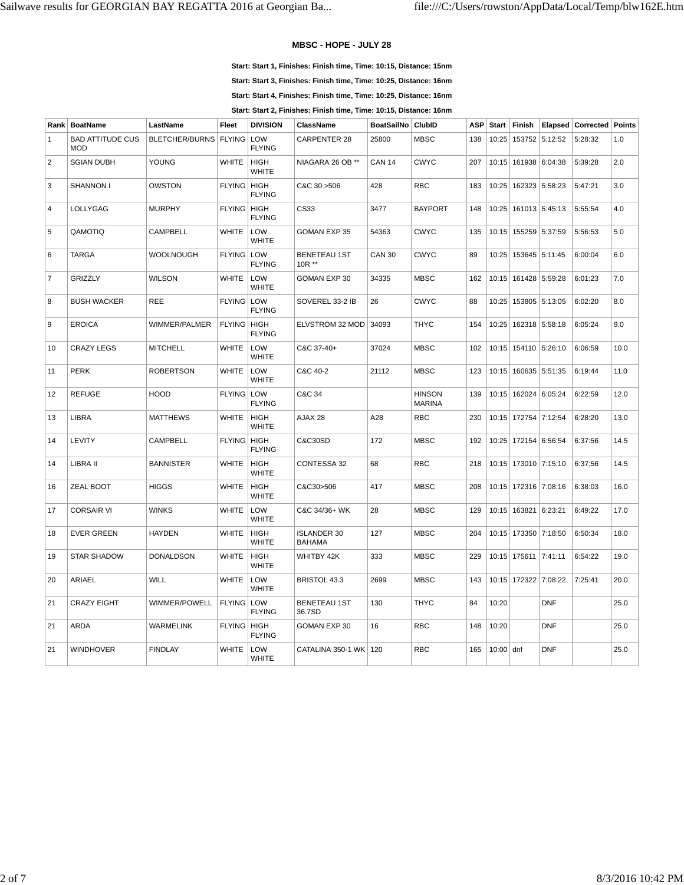### MBSC - HOPE - JULY 28

**Start: Start 1, Finishes: Finish time, Time: 10:15, Distance: 15nm**

**Start: Start 3, Finishes: Finish time, Time: 10:25, Distance: 16nm**

**Start: Start 4, Finishes: Finish time, Time: 10:25, Distance: 16nm**

**Start: Start 2, Finishes: Finish time, Time: 10:15, Distance: 16nm**

| Rank | BoatName | LastName | Fleet | DIVISION | ClassName | BoatSailNo | ClubID | ASP | Start | Finish | Elapsed | Corrected | Points |
|---|---|---|---|---|---|---|---|---|---|---|---|---|---|
| 1 | BAD ATTITUDE CUS MOD | BLETCHER/BURNS | FLYING | LOW FLYING | CARPENTER 28 | 25800 | MBSC | 138 | 10:25 | 153752 | 5:12:52 | 5:28:32 | 1.0 |
| 2 | SGIAN DUBH | YOUNG | WHITE | HIGH WHITE | NIAGARA 26 OB ** | CAN 14 | CWYC | 207 | 10:15 | 161938 | 6:04:38 | 5:39:28 | 2.0 |
| 3 | SHANNON I | OWSTON | FLYING | HIGH FLYING | C&C 30 >506 | 428 | RBC | 183 | 10:25 | 162323 | 5:58:23 | 5:47:21 | 3.0 |
| 4 | LOLLYGAG | MURPHY | FLYING | HIGH FLYING | CS33 | 3477 | BAYPORT | 148 | 10:25 | 161013 | 5:45:13 | 5:55:54 | 4.0 |
| 5 | QAMOTIQ | CAMPBELL | WHITE | LOW WHITE | GOMAN EXP 35 | 54363 | CWYC | 135 | 10:15 | 155259 | 5:37:59 | 5:56:53 | 5.0 |
| 6 | TARGA | WOOLNOUGH | FLYING | LOW FLYING | BENETEAU 1ST 10R ** | CAN 30 | CWYC | 89 | 10:25 | 153645 | 5:11:45 | 6:00:04 | 6.0 |
| 7 | GRIZZLY | WILSON | WHITE | LOW WHITE | GOMAN EXP 30 | 34335 | MBSC | 162 | 10:15 | 161428 | 5:59:28 | 6:01:23 | 7.0 |
| 8 | BUSH WACKER | REE | FLYING | LOW FLYING | SOVEREL 33-2 IB | 26 | CWYC | 88 | 10:25 | 153805 | 5:13:05 | 6:02:20 | 8.0 |
| 9 | EROICA | WIMMER/PALMER | FLYING | HIGH FLYING | ELVSTROM 32 MOD | 34093 | THYC | 154 | 10:25 | 162318 | 5:58:18 | 6:05:24 | 9.0 |
| 10 | CRAZY LEGS | MITCHELL | WHITE | LOW WHITE | C&C 37-40+ | 37024 | MBSC | 102 | 10:15 | 154110 | 5:26:10 | 6:06:59 | 10.0 |
| 11 | PERK | ROBERTSON | WHITE | LOW WHITE | C&C 40-2 | 21112 | MBSC | 123 | 10:15 | 160635 | 5:51:35 | 6:19:44 | 11.0 |
| 12 | REFUGE | HOOD | FLYING | LOW FLYING | C&C 34 | | HINSON MARINA | 139 | 10:15 | 162024 | 6:05:24 | 6:22:59 | 12.0 |
| 13 | LIBRA | MATTHEWS | WHITE | HIGH WHITE | AJAX 28 | A28 | RBC | 230 | 10:15 | 172754 | 7:12:54 | 6:28:20 | 13.0 |
| 14 | LEVITY | CAMPBELL | FLYING | HIGH FLYING | C&C30SD | 172 | MBSC | 192 | 10:25 | 172154 | 6:56:54 | 6:37:56 | 14.5 |
| 14 | LIBRA II | BANNISTER | WHITE | HIGH WHITE | CONTESSA 32 | 68 | RBC | 218 | 10:15 | 173010 | 7:15:10 | 6:37:56 | 14.5 |
| 16 | ZEAL BOOT | HIGGS | WHITE | HIGH WHITE | C&C30>506 | 417 | MBSC | 208 | 10:15 | 172316 | 7:08:16 | 6:38:03 | 16.0 |
| 17 | CORSAIR VI | WINKS | WHITE | LOW WHITE | C&C 34/36+ WK | 28 | MBSC | 129 | 10:15 | 163821 | 6:23:21 | 6:49:22 | 17.0 |
| 18 | EVER GREEN | HAYDEN | WHITE | HIGH WHITE | ISLANDER 30 BAHAMA | 127 | MBSC | 204 | 10:15 | 173350 | 7:18:50 | 6:50:34 | 18.0 |
| 19 | STAR SHADOW | DONALDSON | WHITE | HIGH WHITE | WHITBY 42K | 333 | MBSC | 229 | 10:15 | 175611 | 7:41:11 | 6:54:22 | 19.0 |
| 20 | ARIAEL | WILL | WHITE | LOW WHITE | BRISTOL 43.3 | 2699 | MBSC | 143 | 10:15 | 172322 | 7:08:22 | 7:25:41 | 20.0 |
| 21 | CRAZY EIGHT | WIMMER/POWELL | FLYING | LOW FLYING | BENETEAU 1ST 36.7SD | 130 | THYC | 84 | 10:20 | | DNF | | 25.0 |
| 21 | ARDA | WARMELINK | FLYING | HIGH FLYING | GOMAN EXP 30 | 16 | RBC | 148 | 10:20 | | DNF | | 25.0 |
| 21 | WINDHOVER | FINDLAY | WHITE | LOW WHITE | CATALINA 350-1 WK | 120 | RBC | 165 | 10:00 | dnf | DNF | | 25.0 |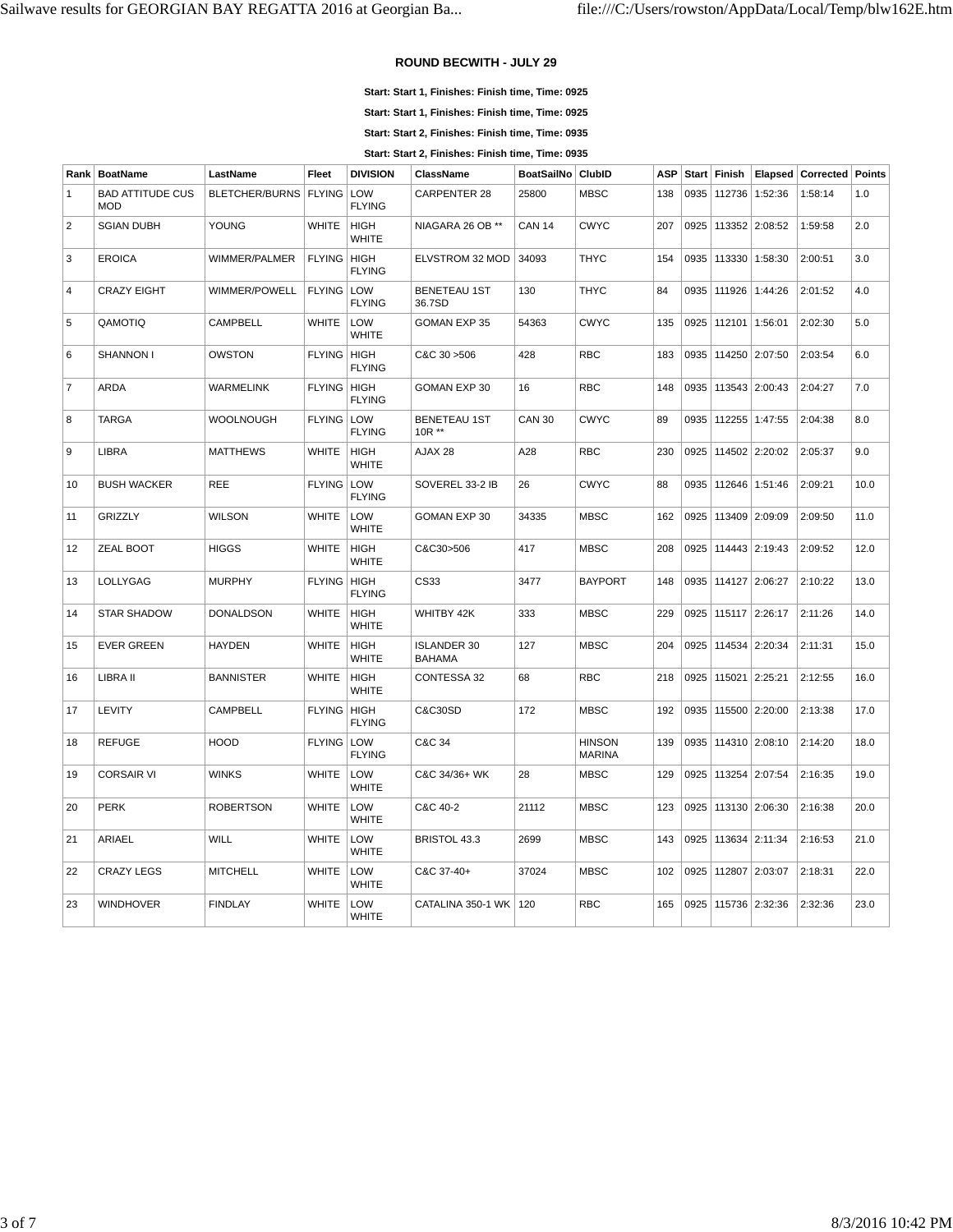### ROUND BECWITH - JULY 29

**Start: Start 1, Finishes: Finish time, Time: 0925**

**Start: Start 1, Finishes: Finish time, Time: 0925**

**Start: Start 2, Finishes: Finish time, Time: 0935**

**Start: Start 2, Finishes: Finish time, Time: 0935**

| Rank | BoatName | LastName | Fleet | DIVISION | ClassName | BoatSailNo | ClubID | ASP | Start | Finish | Elapsed | Corrected | Points |
|---|---|---|---|---|---|---|---|---|---|---|---|---|---|
| 1 | BAD ATTITUDE CUS MOD | BLETCHER/BURNS | FLYING | LOW FLYING | CARPENTER 28 | 25800 | MBSC | 138 | 0935 | 112736 | 1:52:36 | 1:58:14 | 1.0 |
| 2 | SGIAN DUBH | YOUNG | WHITE | HIGH WHITE | NIAGARA 26 OB ** | CAN 14 | CWYC | 207 | 0925 | 113352 | 2:08:52 | 1:59:58 | 2.0 |
| 3 | EROICA | WIMMER/PALMER | FLYING | HIGH FLYING | ELVSTROM 32 MOD | 34093 | THYC | 154 | 0935 | 113330 | 1:58:30 | 2:00:51 | 3.0 |
| 4 | CRAZY EIGHT | WIMMER/POWELL | FLYING | LOW FLYING | BENETEAU 1ST 36.7SD | 130 | THYC | 84 | 0935 | 111926 | 1:44:26 | 2:01:52 | 4.0 |
| 5 | QAMOTIQ | CAMPBELL | WHITE | LOW WHITE | GOMAN EXP 35 | 54363 | CWYC | 135 | 0925 | 112101 | 1:56:01 | 2:02:30 | 5.0 |
| 6 | SHANNON I | OWSTON | FLYING | HIGH FLYING | C&C 30 >506 | 428 | RBC | 183 | 0935 | 114250 | 2:07:50 | 2:03:54 | 6.0 |
| 7 | ARDA | WARMELINK | FLYING | HIGH FLYING | GOMAN EXP 30 | 16 | RBC | 148 | 0935 | 113543 | 2:00:43 | 2:04:27 | 7.0 |
| 8 | TARGA | WOOLNOUGH | FLYING | LOW FLYING | BENETEAU 1ST 10R ** | CAN 30 | CWYC | 89 | 0935 | 112255 | 1:47:55 | 2:04:38 | 8.0 |
| 9 | LIBRA | MATTHEWS | WHITE | HIGH WHITE | AJAX 28 | A28 | RBC | 230 | 0925 | 114502 | 2:20:02 | 2:05:37 | 9.0 |
| 10 | BUSH WACKER | REE | FLYING | LOW FLYING | SOVEREL 33-2 IB | 26 | CWYC | 88 | 0935 | 112646 | 1:51:46 | 2:09:21 | 10.0 |
| 11 | GRIZZLY | WILSON | WHITE | LOW WHITE | GOMAN EXP 30 | 34335 | MBSC | 162 | 0925 | 113409 | 2:09:09 | 2:09:50 | 11.0 |
| 12 | ZEAL BOOT | HIGGS | WHITE | HIGH WHITE | C&C30>506 | 417 | MBSC | 208 | 0925 | 114443 | 2:19:43 | 2:09:52 | 12.0 |
| 13 | LOLLYGAG | MURPHY | FLYING | HIGH FLYING | CS33 | 3477 | BAYPORT | 148 | 0935 | 114127 | 2:06:27 | 2:10:22 | 13.0 |
| 14 | STAR SHADOW | DONALDSON | WHITE | HIGH WHITE | WHITBY 42K | 333 | MBSC | 229 | 0925 | 115117 | 2:26:17 | 2:11:26 | 14.0 |
| 15 | EVER GREEN | HAYDEN | WHITE | HIGH WHITE | ISLANDER 30 BAHAMA | 127 | MBSC | 204 | 0925 | 114534 | 2:20:34 | 2:11:31 | 15.0 |
| 16 | LIBRA II | BANNISTER | WHITE | HIGH WHITE | CONTESSA 32 | 68 | RBC | 218 | 0925 | 115021 | 2:25:21 | 2:12:55 | 16.0 |
| 17 | LEVITY | CAMPBELL | FLYING | HIGH FLYING | C&C30SD | 172 | MBSC | 192 | 0935 | 115500 | 2:20:00 | 2:13:38 | 17.0 |
| 18 | REFUGE | HOOD | FLYING | LOW FLYING | C&C 34 | | HINSON MARINA | 139 | 0935 | 114310 | 2:08:10 | 2:14:20 | 18.0 |
| 19 | CORSAIR VI | WINKS | WHITE | LOW WHITE | C&C 34/36+ WK | 28 | MBSC | 129 | 0925 | 113254 | 2:07:54 | 2:16:35 | 19.0 |
| 20 | PERK | ROBERTSON | WHITE | LOW WHITE | C&C 40-2 | 21112 | MBSC | 123 | 0925 | 113130 | 2:06:30 | 2:16:38 | 20.0 |
| 21 | ARIAEL | WILL | WHITE | LOW WHITE | BRISTOL 43.3 | 2699 | MBSC | 143 | 0925 | 113634 | 2:11:34 | 2:16:53 | 21.0 |
| 22 | CRAZY LEGS | MITCHELL | WHITE | LOW WHITE | C&C 37-40+ | 37024 | MBSC | 102 | 0925 | 112807 | 2:03:07 | 2:18:31 | 22.0 |
| 23 | WINDHOVER | FINDLAY | WHITE | LOW WHITE | CATALINA 350-1 WK | 120 | RBC | 165 | 0925 | 115736 | 2:32:36 | 2:32:36 | 23.0 |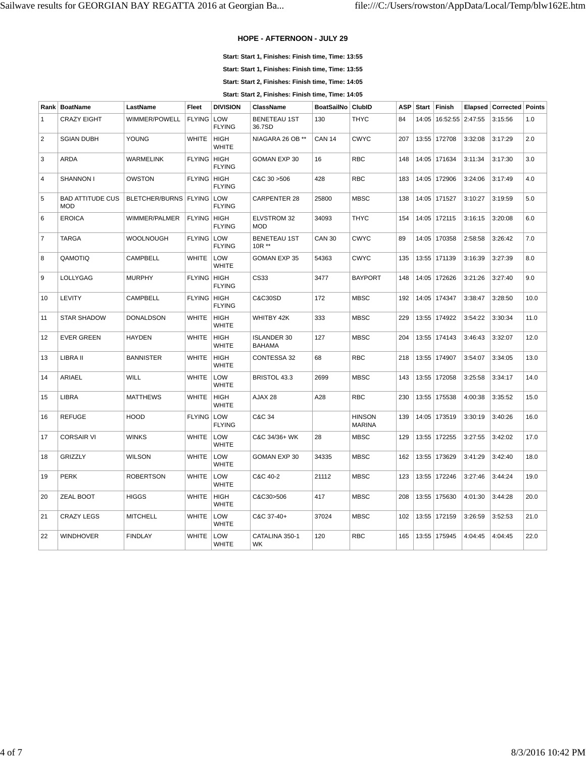## HOPE - AFTERNOON - JULY 29

**Start: Start 1, Finishes: Finish time, Time: 13:55**

**Start: Start 1, Finishes: Finish time, Time: 13:55**

**Start: Start 2, Finishes: Finish time, Time: 14:05**

**Start: Start 2, Finishes: Finish time, Time: 14:05**

| Rank | BoatName | LastName | Fleet | DIVISION | ClassName | BoatSailNo | ClubID | ASP | Start | Finish | Elapsed | Corrected | Points |
|---|---|---|---|---|---|---|---|---|---|---|---|---|---|
| 1 | CRAZY EIGHT | WIMMER/POWELL | FLYING | LOW FLYING | BENETEAU 1ST 36.7SD | 130 | THYC | 84 | 14:05 | 16:52:55 | 2:47:55 | 3:15:56 | 1.0 |
| 2 | SGIAN DUBH | YOUNG | WHITE | HIGH WHITE | NIAGARA 26 OB ** | CAN 14 | CWYC | 207 | 13:55 | 172708 | 3:32:08 | 3:17:29 | 2.0 |
| 3 | ARDA | WARMELINK | FLYING | HIGH FLYING | GOMAN EXP 30 | 16 | RBC | 148 | 14:05 | 171634 | 3:11:34 | 3:17:30 | 3.0 |
| 4 | SHANNON I | OWSTON | FLYING | HIGH FLYING | C&C 30 >506 | 428 | RBC | 183 | 14:05 | 172906 | 3:24:06 | 3:17:49 | 4.0 |
| 5 | BAD ATTITUDE CUS MOD | BLETCHER/BURNS | FLYING | LOW FLYING | CARPENTER 28 | 25800 | MBSC | 138 | 14:05 | 171527 | 3:10:27 | 3:19:59 | 5.0 |
| 6 | EROICA | WIMMER/PALMER | FLYING | HIGH FLYING | ELVSTROM 32 MOD | 34093 | THYC | 154 | 14:05 | 172115 | 3:16:15 | 3:20:08 | 6.0 |
| 7 | TARGA | WOOLNOUGH | FLYING | LOW FLYING | BENETEAU 1ST 10R ** | CAN 30 | CWYC | 89 | 14:05 | 170358 | 2:58:58 | 3:26:42 | 7.0 |
| 8 | QAMOTIQ | CAMPBELL | WHITE | LOW WHITE | GOMAN EXP 35 | 54363 | CWYC | 135 | 13:55 | 171139 | 3:16:39 | 3:27:39 | 8.0 |
| 9 | LOLLYGAG | MURPHY | FLYING | HIGH FLYING | CS33 | 3477 | BAYPORT | 148 | 14:05 | 172626 | 3:21:26 | 3:27:40 | 9.0 |
| 10 | LEVITY | CAMPBELL | FLYING | HIGH FLYING | C&C30SD | 172 | MBSC | 192 | 14:05 | 174347 | 3:38:47 | 3:28:50 | 10.0 |
| 11 | STAR SHADOW | DONALDSON | WHITE | HIGH WHITE | WHITBY 42K | 333 | MBSC | 229 | 13:55 | 174922 | 3:54:22 | 3:30:34 | 11.0 |
| 12 | EVER GREEN | HAYDEN | WHITE | HIGH WHITE | ISLANDER 30 BAHAMA | 127 | MBSC | 204 | 13:55 | 174143 | 3:46:43 | 3:32:07 | 12.0 |
| 13 | LIBRA II | BANNISTER | WHITE | HIGH WHITE | CONTESSA 32 | 68 | RBC | 218 | 13:55 | 174907 | 3:54:07 | 3:34:05 | 13.0 |
| 14 | ARIAEL | WILL | WHITE | LOW WHITE | BRISTOL 43.3 | 2699 | MBSC | 143 | 13:55 | 172058 | 3:25:58 | 3:34:17 | 14.0 |
| 15 | LIBRA | MATTHEWS | WHITE | HIGH WHITE | AJAX 28 | A28 | RBC | 230 | 13:55 | 175538 | 4:00:38 | 3:35:52 | 15.0 |
| 16 | REFUGE | HOOD | FLYING | LOW FLYING | C&C 34 | | HINSON MARINA | 139 | 14:05 | 173519 | 3:30:19 | 3:40:26 | 16.0 |
| 17 | CORSAIR VI | WINKS | WHITE | LOW WHITE | C&C 34/36+ WK | 28 | MBSC | 129 | 13:55 | 172255 | 3:27:55 | 3:42:02 | 17.0 |
| 18 | GRIZZLY | WILSON | WHITE | LOW WHITE | GOMAN EXP 30 | 34335 | MBSC | 162 | 13:55 | 173629 | 3:41:29 | 3:42:40 | 18.0 |
| 19 | PERK | ROBERTSON | WHITE | LOW WHITE | C&C 40-2 | 21112 | MBSC | 123 | 13:55 | 172246 | 3:27:46 | 3:44:24 | 19.0 |
| 20 | ZEAL BOOT | HIGGS | WHITE | HIGH WHITE | C&C30>506 | 417 | MBSC | 208 | 13:55 | 175630 | 4:01:30 | 3:44:28 | 20.0 |
| 21 | CRAZY LEGS | MITCHELL | WHITE | LOW WHITE | C&C 37-40+ | 37024 | MBSC | 102 | 13:55 | 172159 | 3:26:59 | 3:52:53 | 21.0 |
| 22 | WINDHOVER | FINDLAY | WHITE | LOW WHITE | CATALINA 350-1 WK | 120 | RBC | 165 | 13:55 | 175945 | 4:04:45 | 4:04:45 | 22.0 |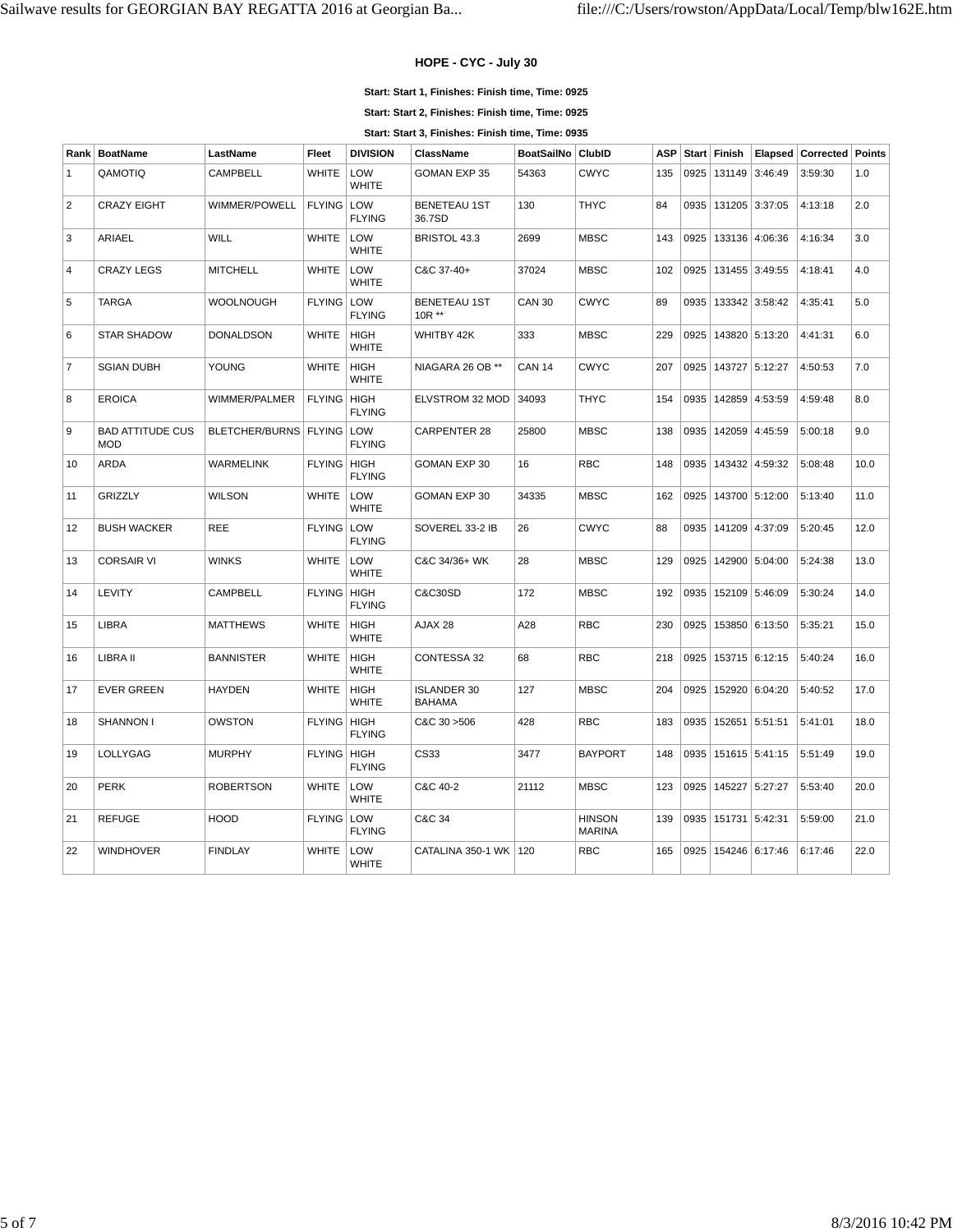### HOPE - CYC - July 30

**Start: Start 1, Finishes: Finish time, Time: 0925**

**Start: Start 2, Finishes: Finish time, Time: 0925**

**Start: Start 3, Finishes: Finish time, Time: 0935**

| Rank | BoatName | LastName | Fleet | DIVISION | ClassName | BoatSailNo | ClubID | ASP | Start | Finish | Elapsed | Corrected | Points |
|---|---|---|---|---|---|---|---|---|---|---|---|---|---|
| 1 | QAMOTIQ | CAMPBELL | WHITE | LOW WHITE | GOMAN EXP 35 | 54363 | CWYC | 135 | 0925 | 131149 | 3:46:49 | 3:59:30 | 1.0 |
| 2 | CRAZY EIGHT | WIMMER/POWELL | FLYING | LOW FLYING | BENETEAU 1ST 36.7SD | 130 | THYC | 84 | 0935 | 131205 | 3:37:05 | 4:13:18 | 2.0 |
| 3 | ARIAEL | WILL | WHITE | LOW WHITE | BRISTOL 43.3 | 2699 | MBSC | 143 | 0925 | 133136 | 4:06:36 | 4:16:34 | 3.0 |
| 4 | CRAZY LEGS | MITCHELL | WHITE | LOW WHITE | C&C 37-40+ | 37024 | MBSC | 102 | 0925 | 131455 | 3:49:55 | 4:18:41 | 4.0 |
| 5 | TARGA | WOOLNOUGH | FLYING | LOW FLYING | BENETEAU 1ST 10R ** | CAN 30 | CWYC | 89 | 0935 | 133342 | 3:58:42 | 4:35:41 | 5.0 |
| 6 | STAR SHADOW | DONALDSON | WHITE | HIGH WHITE | WHITBY 42K | 333 | MBSC | 229 | 0925 | 143820 | 5:13:20 | 4:41:31 | 6.0 |
| 7 | SGIAN DUBH | YOUNG | WHITE | HIGH WHITE | NIAGARA 26 OB ** | CAN 14 | CWYC | 207 | 0925 | 143727 | 5:12:27 | 4:50:53 | 7.0 |
| 8 | EROICA | WIMMER/PALMER | FLYING | HIGH FLYING | ELVSTROM 32 MOD | 34093 | THYC | 154 | 0935 | 142859 | 4:53:59 | 4:59:48 | 8.0 |
| 9 | BAD ATTITUDE CUS MOD | BLETCHER/BURNS | FLYING | LOW FLYING | CARPENTER 28 | 25800 | MBSC | 138 | 0935 | 142059 | 4:45:59 | 5:00:18 | 9.0 |
| 10 | ARDA | WARMELINK | FLYING | HIGH FLYING | GOMAN EXP 30 | 16 | RBC | 148 | 0935 | 143432 | 4:59:32 | 5:08:48 | 10.0 |
| 11 | GRIZZLY | WILSON | WHITE | LOW WHITE | GOMAN EXP 30 | 34335 | MBSC | 162 | 0925 | 143700 | 5:12:00 | 5:13:40 | 11.0 |
| 12 | BUSH WACKER | REE | FLYING | LOW FLYING | SOVEREL 33-2 IB | 26 | CWYC | 88 | 0935 | 141209 | 4:37:09 | 5:20:45 | 12.0 |
| 13 | CORSAIR VI | WINKS | WHITE | LOW WHITE | C&C 34/36+ WK | 28 | MBSC | 129 | 0925 | 142900 | 5:04:00 | 5:24:38 | 13.0 |
| 14 | LEVITY | CAMPBELL | FLYING | HIGH FLYING | C&C30SD | 172 | MBSC | 192 | 0935 | 152109 | 5:46:09 | 5:30:24 | 14.0 |
| 15 | LIBRA | MATTHEWS | WHITE | HIGH WHITE | AJAX 28 | A28 | RBC | 230 | 0925 | 153850 | 6:13:50 | 5:35:21 | 15.0 |
| 16 | LIBRA II | BANNISTER | WHITE | HIGH WHITE | CONTESSA 32 | 68 | RBC | 218 | 0925 | 153715 | 6:12:15 | 5:40:24 | 16.0 |
| 17 | EVER GREEN | HAYDEN | WHITE | HIGH WHITE | ISLANDER 30 BAHAMA | 127 | MBSC | 204 | 0925 | 152920 | 6:04:20 | 5:40:52 | 17.0 |
| 18 | SHANNON I | OWSTON | FLYING | HIGH FLYING | C&C 30 >506 | 428 | RBC | 183 | 0935 | 152651 | 5:51:51 | 5:41:01 | 18.0 |
| 19 | LOLLYGAG | MURPHY | FLYING | HIGH FLYING | CS33 | 3477 | BAYPORT | 148 | 0935 | 151615 | 5:41:15 | 5:51:49 | 19.0 |
| 20 | PERK | ROBERTSON | WHITE | LOW WHITE | C&C 40-2 | 21112 | MBSC | 123 | 0925 | 145227 | 5:27:27 | 5:53:40 | 20.0 |
| 21 | REFUGE | HOOD | FLYING | LOW FLYING | C&C 34 | | HINSON MARINA | 139 | 0935 | 151731 | 5:42:31 | 5:59:00 | 21.0 |
| 22 | WINDHOVER | FINDLAY | WHITE | LOW WHITE | CATALINA 350-1 WK | 120 | RBC | 165 | 0925 | 154246 | 6:17:46 | 6:17:46 | 22.0 |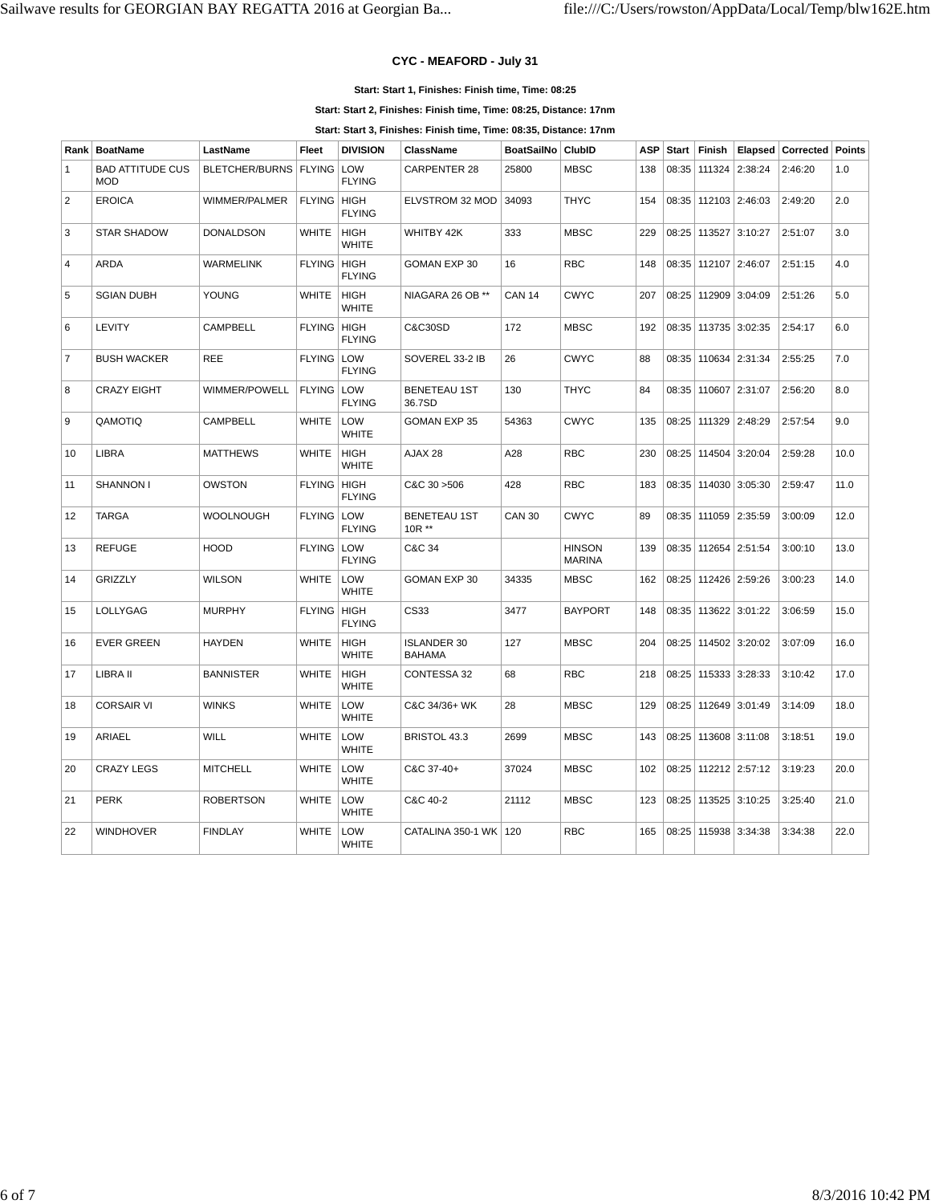## CYC - MEAFORD - July 31

**Start: Start 1, Finishes: Finish time, Time: 08:25**

**Start: Start 2, Finishes: Finish time, Time: 08:25, Distance: 17nm**

**Start: Start 3, Finishes: Finish time, Time: 08:35, Distance: 17nm**

| Rank | BoatName | LastName | Fleet | DIVISION | ClassName | BoatSailNo | ClubID | ASP | Start | Finish | Elapsed | Corrected | Points |
|---|---|---|---|---|---|---|---|---|---|---|---|---|---|
| 1 | BAD ATTITUDE CUS MOD | BLETCHER/BURNS | FLYING | LOW FLYING | CARPENTER 28 | 25800 | MBSC | 138 | 08:35 | 111324 | 2:38:24 | 2:46:20 | 1.0 |
| 2 | EROICA | WIMMER/PALMER | FLYING | HIGH FLYING | ELVSTROM 32 MOD | 34093 | THYC | 154 | 08:35 | 112103 | 2:46:03 | 2:49:20 | 2.0 |
| 3 | STAR SHADOW | DONALDSON | WHITE | HIGH WHITE | WHITBY 42K | 333 | MBSC | 229 | 08:25 | 113527 | 3:10:27 | 2:51:07 | 3.0 |
| 4 | ARDA | WARMELINK | FLYING | HIGH FLYING | GOMAN EXP 30 | 16 | RBC | 148 | 08:35 | 112107 | 2:46:07 | 2:51:15 | 4.0 |
| 5 | SGIAN DUBH | YOUNG | WHITE | HIGH WHITE | NIAGARA 26 OB ** | CAN 14 | CWYC | 207 | 08:25 | 112909 | 3:04:09 | 2:51:26 | 5.0 |
| 6 | LEVITY | CAMPBELL | FLYING | HIGH FLYING | C&C30SD | 172 | MBSC | 192 | 08:35 | 113735 | 3:02:35 | 2:54:17 | 6.0 |
| 7 | BUSH WACKER | REE | FLYING | LOW FLYING | SOVEREL 33-2 IB | 26 | CWYC | 88 | 08:35 | 110634 | 2:31:34 | 2:55:25 | 7.0 |
| 8 | CRAZY EIGHT | WIMMER/POWELL | FLYING | LOW FLYING | BENETEAU 1ST 36.7SD | 130 | THYC | 84 | 08:35 | 110607 | 2:31:07 | 2:56:20 | 8.0 |
| 9 | QAMOTIQ | CAMPBELL | WHITE | LOW WHITE | GOMAN EXP 35 | 54363 | CWYC | 135 | 08:25 | 111329 | 2:48:29 | 2:57:54 | 9.0 |
| 10 | LIBRA | MATTHEWS | WHITE | HIGH WHITE | AJAX 28 | A28 | RBC | 230 | 08:25 | 114504 | 3:20:04 | 2:59:28 | 10.0 |
| 11 | SHANNON I | OWSTON | FLYING | HIGH FLYING | C&C 30 >506 | 428 | RBC | 183 | 08:35 | 114030 | 3:05:30 | 2:59:47 | 11.0 |
| 12 | TARGA | WOOLNOUGH | FLYING | LOW FLYING | BENETEAU 1ST 10R ** | CAN 30 | CWYC | 89 | 08:35 | 111059 | 2:35:59 | 3:00:09 | 12.0 |
| 13 | REFUGE | HOOD | FLYING | LOW FLYING | C&C 34 | | HINSON MARINA | 139 | 08:35 | 112654 | 2:51:54 | 3:00:10 | 13.0 |
| 14 | GRIZZLY | WILSON | WHITE | LOW WHITE | GOMAN EXP 30 | 34335 | MBSC | 162 | 08:25 | 112426 | 2:59:26 | 3:00:23 | 14.0 |
| 15 | LOLLYGAG | MURPHY | FLYING | HIGH FLYING | CS33 | 3477 | BAYPORT | 148 | 08:35 | 113622 | 3:01:22 | 3:06:59 | 15.0 |
| 16 | EVER GREEN | HAYDEN | WHITE | HIGH WHITE | ISLANDER 30 BAHAMA | 127 | MBSC | 204 | 08:25 | 114502 | 3:20:02 | 3:07:09 | 16.0 |
| 17 | LIBRA II | BANNISTER | WHITE | HIGH WHITE | CONTESSA 32 | 68 | RBC | 218 | 08:25 | 115333 | 3:28:33 | 3:10:42 | 17.0 |
| 18 | CORSAIR VI | WINKS | WHITE | LOW WHITE | C&C 34/36+ WK | 28 | MBSC | 129 | 08:25 | 112649 | 3:01:49 | 3:14:09 | 18.0 |
| 19 | ARIAEL | WILL | WHITE | LOW WHITE | BRISTOL 43.3 | 2699 | MBSC | 143 | 08:25 | 113608 | 3:11:08 | 3:18:51 | 19.0 |
| 20 | CRAZY LEGS | MITCHELL | WHITE | LOW WHITE | C&C 37-40+ | 37024 | MBSC | 102 | 08:25 | 112212 | 2:57:12 | 3:19:23 | 20.0 |
| 21 | PERK | ROBERTSON | WHITE | LOW WHITE | C&C 40-2 | 21112 | MBSC | 123 | 08:25 | 113525 | 3:10:25 | 3:25:40 | 21.0 |
| 22 | WINDHOVER | FINDLAY | WHITE | LOW WHITE | CATALINA 350-1 WK | 120 | RBC | 165 | 08:25 | 115938 | 3:34:38 | 3:34:38 | 22.0 |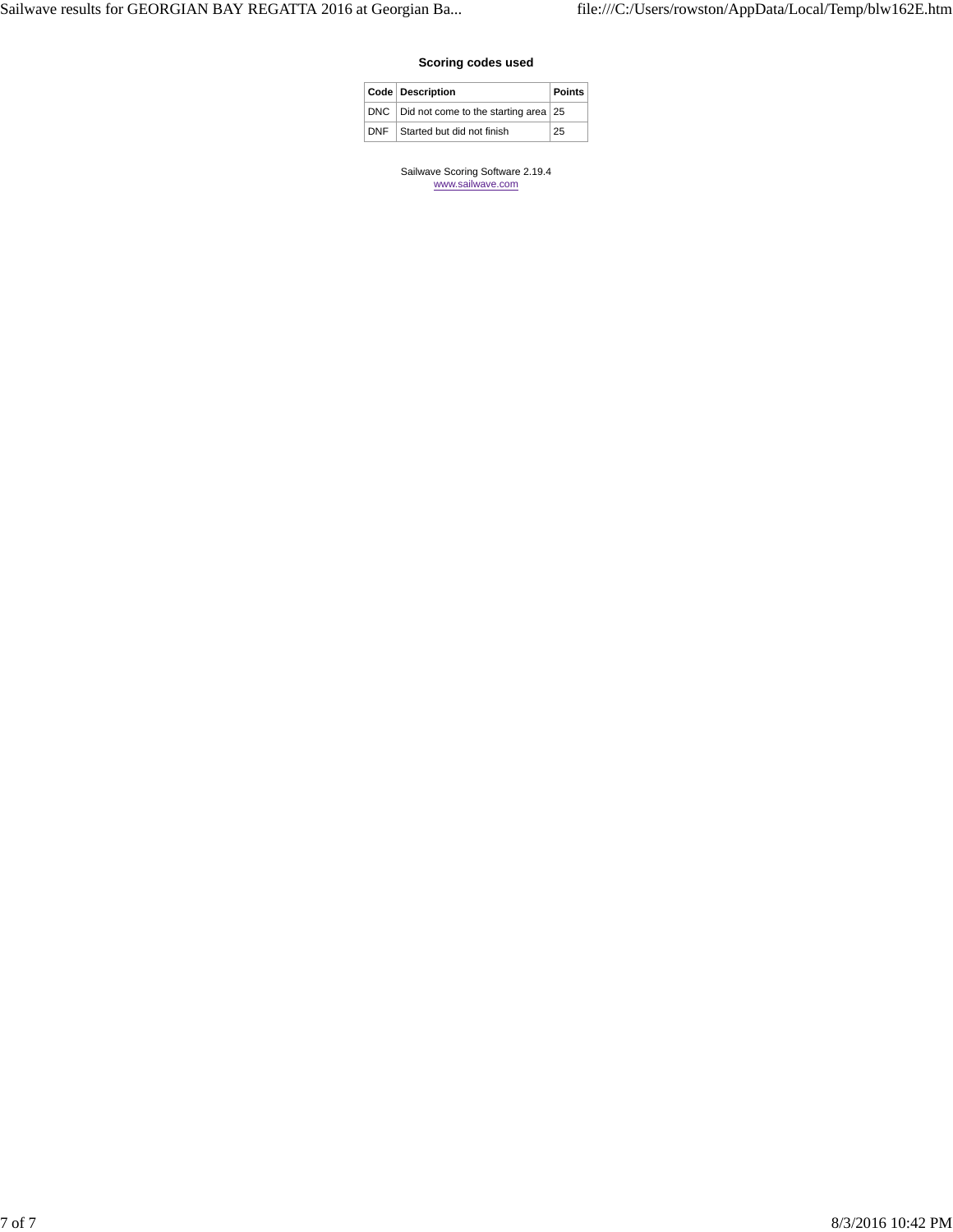### Scoring codes used

| Code | Description | Points |
|---|---|---|
| DNC | Did not come to the starting area | 25 |
| DNF | Started but did not finish | 25 |

Sailwave Scoring Software 2.19.4
www.sailwave.com